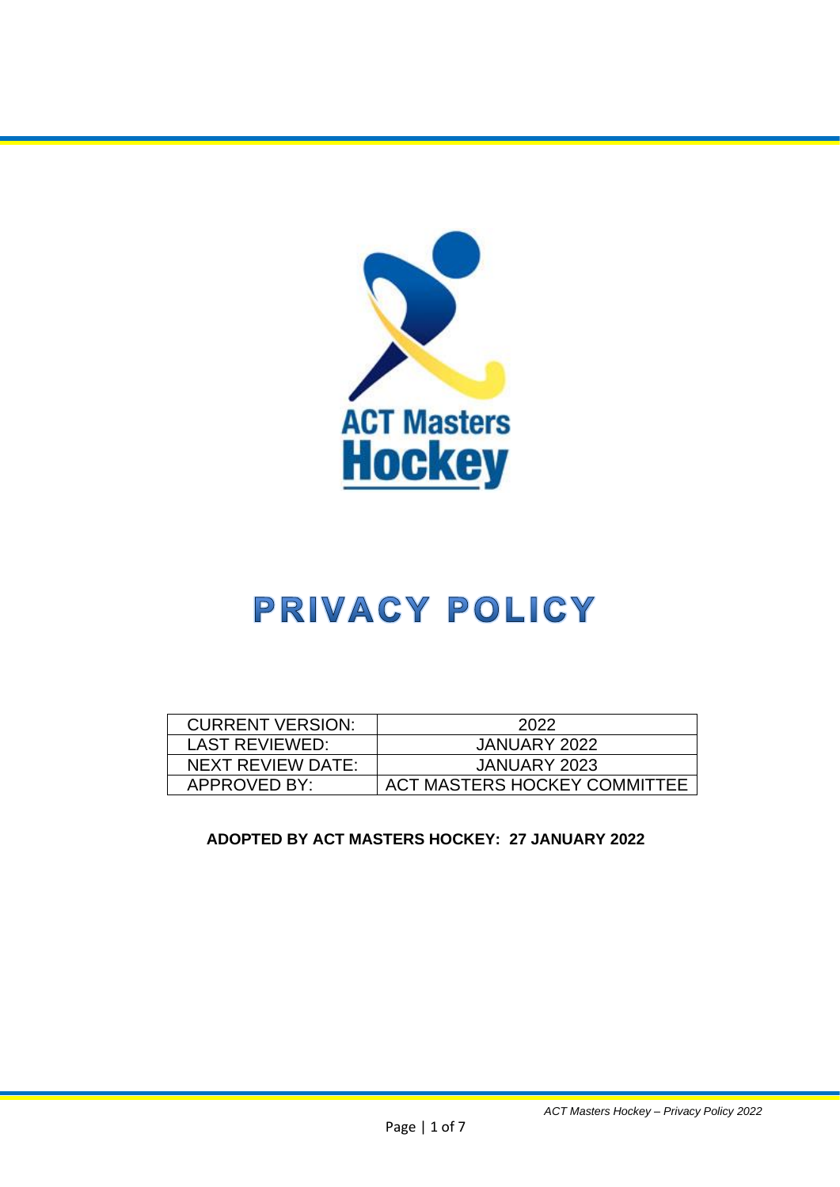ACT Masters Hockey

# PRIVACY POLICY

| CURRENT VERSION: | 2022 |
|---|---|
| LAST REVIEWED: | JANUARY 2022 |
| NEXT REVIEW DATE: | JANUARY 2023 |
| APPROVED BY: | ACT MASTERS HOCKEY COMMITTEE |

**ADOPTED BY ACT MASTERS HOCKEY: 27 JANUARY 2022**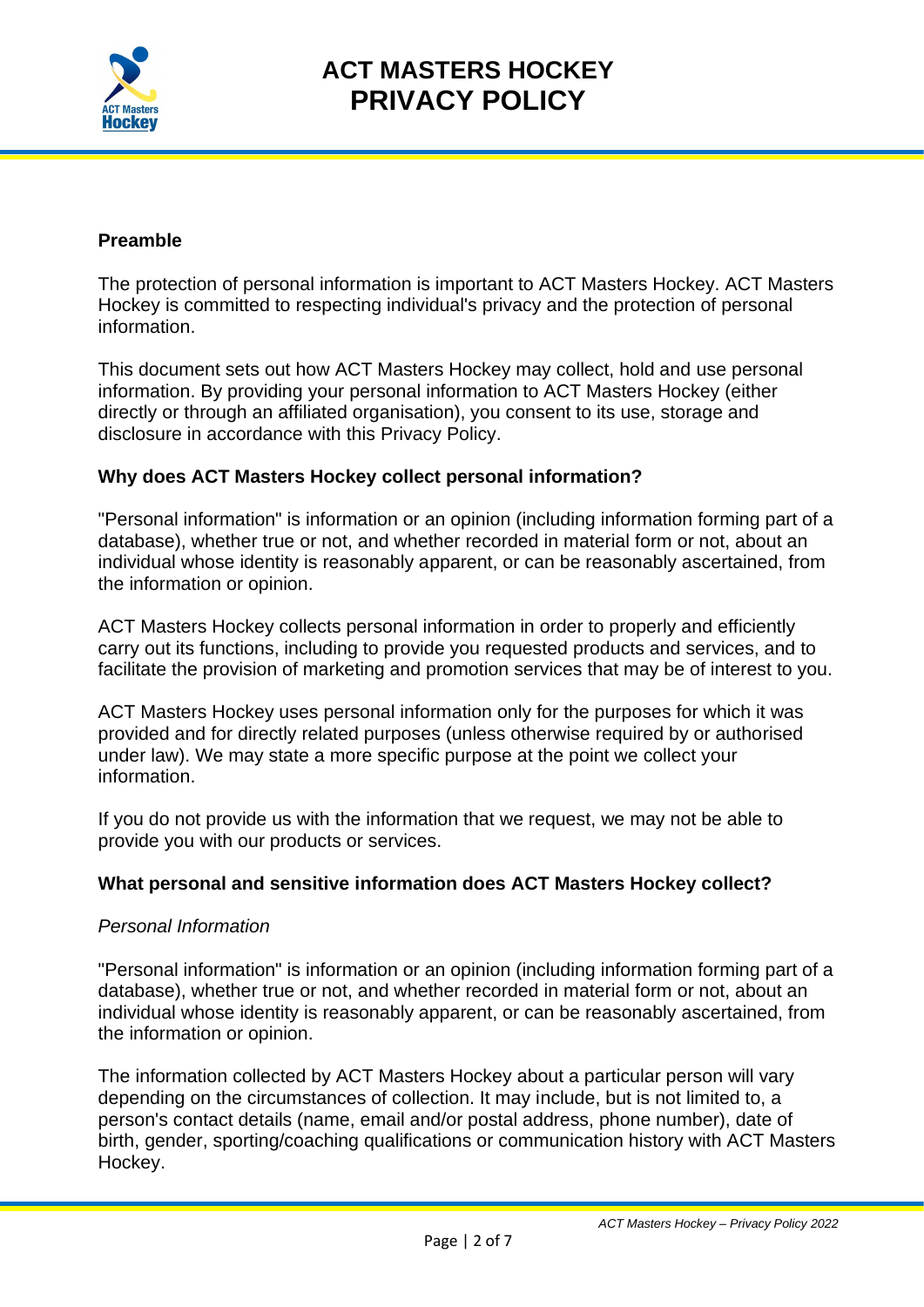# ACT MASTERS HOCKEY PRIVACY POLICY

## Preamble

The protection of personal information is important to ACT Masters Hockey. ACT Masters Hockey is committed to respecting individual's privacy and the protection of personal information.

This document sets out how ACT Masters Hockey may collect, hold and use personal information. By providing your personal information to ACT Masters Hockey (either directly or through an affiliated organisation), you consent to its use, storage and disclosure in accordance with this Privacy Policy.

## Why does ACT Masters Hockey collect personal information?

"Personal information" is information or an opinion (including information forming part of a database), whether true or not, and whether recorded in material form or not, about an individual whose identity is reasonably apparent, or can be reasonably ascertained, from the information or opinion.

ACT Masters Hockey collects personal information in order to properly and efficiently carry out its functions, including to provide you requested products and services, and to facilitate the provision of marketing and promotion services that may be of interest to you.

ACT Masters Hockey uses personal information only for the purposes for which it was provided and for directly related purposes (unless otherwise required by or authorised under law). We may state a more specific purpose at the point we collect your information.

If you do not provide us with the information that we request, we may not be able to provide you with our products or services.

## What personal and sensitive information does ACT Masters Hockey collect?

*Personal Information*

"Personal information" is information or an opinion (including information forming part of a database), whether true or not, and whether recorded in material form or not, about an individual whose identity is reasonably apparent, or can be reasonably ascertained, from the information or opinion.

The information collected by ACT Masters Hockey about a particular person will vary depending on the circumstances of collection. It may include, but is not limited to, a person's contact details (name, email and/or postal address, phone number), date of birth, gender, sporting/coaching qualifications or communication history with ACT Masters Hockey.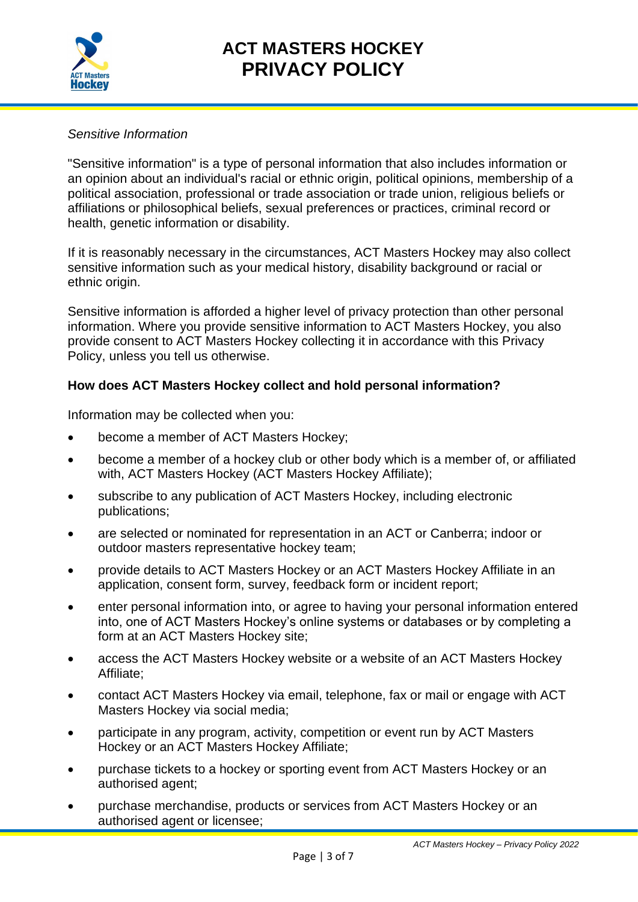*Sensitive Information*

"Sensitive information" is a type of personal information that also includes information or an opinion about an individual's racial or ethnic origin, political opinions, membership of a political association, professional or trade association or trade union, religious beliefs or affiliations or philosophical beliefs, sexual preferences or practices, criminal record or health, genetic information or disability.

If it is reasonably necessary in the circumstances, ACT Masters Hockey may also collect sensitive information such as your medical history, disability background or racial or ethnic origin.

Sensitive information is afforded a higher level of privacy protection than other personal information. Where you provide sensitive information to ACT Masters Hockey, you also provide consent to ACT Masters Hockey collecting it in accordance with this Privacy Policy, unless you tell us otherwise.

**How does ACT Masters Hockey collect and hold personal information?**

Information may be collected when you:

- become a member of ACT Masters Hockey;
- become a member of a hockey club or other body which is a member of, or affiliated with, ACT Masters Hockey (ACT Masters Hockey Affiliate);
- subscribe to any publication of ACT Masters Hockey, including electronic publications;
- are selected or nominated for representation in an ACT or Canberra; indoor or outdoor masters representative hockey team;
- provide details to ACT Masters Hockey or an ACT Masters Hockey Affiliate in an application, consent form, survey, feedback form or incident report;
- enter personal information into, or agree to having your personal information entered into, one of ACT Masters Hockey's online systems or databases or by completing a form at an ACT Masters Hockey site;
- access the ACT Masters Hockey website or a website of an ACT Masters Hockey Affiliate;
- contact ACT Masters Hockey via email, telephone, fax or mail or engage with ACT Masters Hockey via social media;
- participate in any program, activity, competition or event run by ACT Masters Hockey or an ACT Masters Hockey Affiliate;
- purchase tickets to a hockey or sporting event from ACT Masters Hockey or an authorised agent;
- purchase merchandise, products or services from ACT Masters Hockey or an authorised agent or licensee;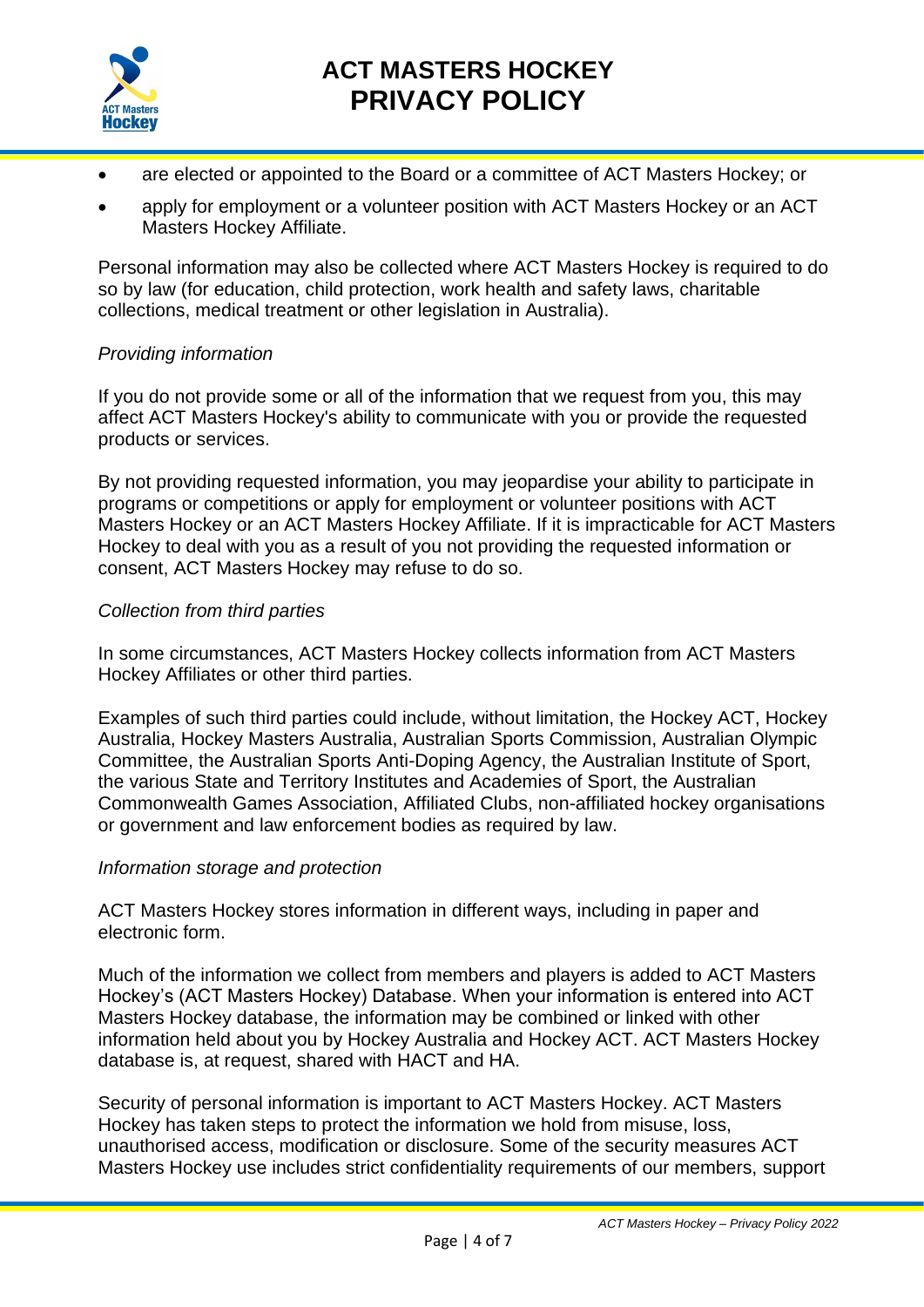- are elected or appointed to the Board or a committee of ACT Masters Hockey; or
- apply for employment or a volunteer position with ACT Masters Hockey or an ACT Masters Hockey Affiliate.

Personal information may also be collected where ACT Masters Hockey is required to do so by law (for education, child protection, work health and safety laws, charitable collections, medical treatment or other legislation in Australia).

*Providing information*

If you do not provide some or all of the information that we request from you, this may affect ACT Masters Hockey's ability to communicate with you or provide the requested products or services.

By not providing requested information, you may jeopardise your ability to participate in programs or competitions or apply for employment or volunteer positions with ACT Masters Hockey or an ACT Masters Hockey Affiliate. If it is impracticable for ACT Masters Hockey to deal with you as a result of you not providing the requested information or consent, ACT Masters Hockey may refuse to do so.

*Collection from third parties*

In some circumstances, ACT Masters Hockey collects information from ACT Masters Hockey Affiliates or other third parties.

Examples of such third parties could include, without limitation, the Hockey ACT, Hockey Australia, Hockey Masters Australia, Australian Sports Commission, Australian Olympic Committee, the Australian Sports Anti-Doping Agency, the Australian Institute of Sport, the various State and Territory Institutes and Academies of Sport, the Australian Commonwealth Games Association, Affiliated Clubs, non-affiliated hockey organisations or government and law enforcement bodies as required by law.

*Information storage and protection*

ACT Masters Hockey stores information in different ways, including in paper and electronic form.

Much of the information we collect from members and players is added to ACT Masters Hockey's (ACT Masters Hockey) Database. When your information is entered into ACT Masters Hockey database, the information may be combined or linked with other information held about you by Hockey Australia and Hockey ACT. ACT Masters Hockey database is, at request, shared with HACT and HA.

Security of personal information is important to ACT Masters Hockey. ACT Masters Hockey has taken steps to protect the information we hold from misuse, loss, unauthorised access, modification or disclosure. Some of the security measures ACT Masters Hockey use includes strict confidentiality requirements of our members, support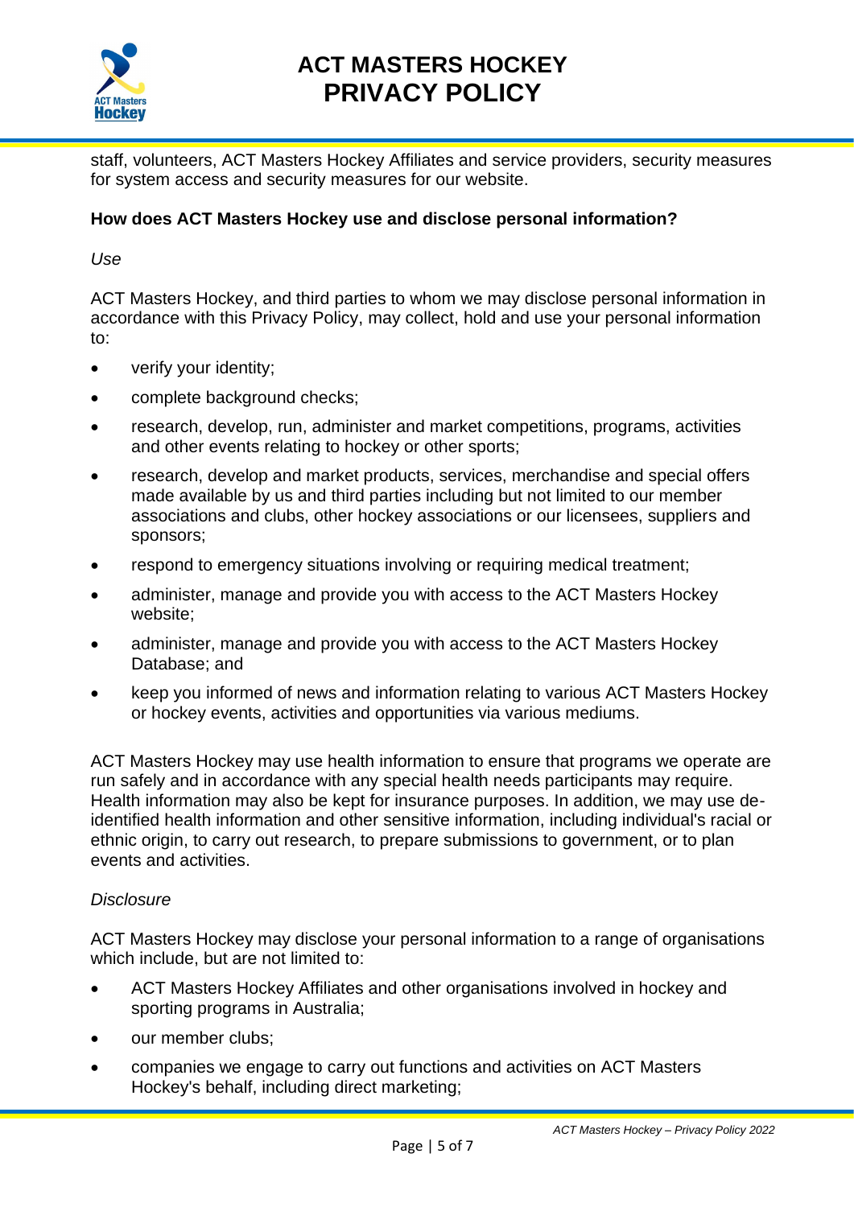staff, volunteers, ACT Masters Hockey Affiliates and service providers, security measures for system access and security measures for our website.

**How does ACT Masters Hockey use and disclose personal information?**

*Use*

ACT Masters Hockey, and third parties to whom we may disclose personal information in accordance with this Privacy Policy, may collect, hold and use your personal information to:

- verify your identity;
- complete background checks;
- research, develop, run, administer and market competitions, programs, activities and other events relating to hockey or other sports;
- research, develop and market products, services, merchandise and special offers made available by us and third parties including but not limited to our member associations and clubs, other hockey associations or our licensees, suppliers and sponsors;
- respond to emergency situations involving or requiring medical treatment;
- administer, manage and provide you with access to the ACT Masters Hockey website;
- administer, manage and provide you with access to the ACT Masters Hockey Database; and
- keep you informed of news and information relating to various ACT Masters Hockey or hockey events, activities and opportunities via various mediums.

ACT Masters Hockey may use health information to ensure that programs we operate are run safely and in accordance with any special health needs participants may require. Health information may also be kept for insurance purposes. In addition, we may use de-identified health information and other sensitive information, including individual's racial or ethnic origin, to carry out research, to prepare submissions to government, or to plan events and activities.

*Disclosure*

ACT Masters Hockey may disclose your personal information to a range of organisations which include, but are not limited to:

- ACT Masters Hockey Affiliates and other organisations involved in hockey and sporting programs in Australia;
- our member clubs;
- companies we engage to carry out functions and activities on ACT Masters Hockey's behalf, including direct marketing;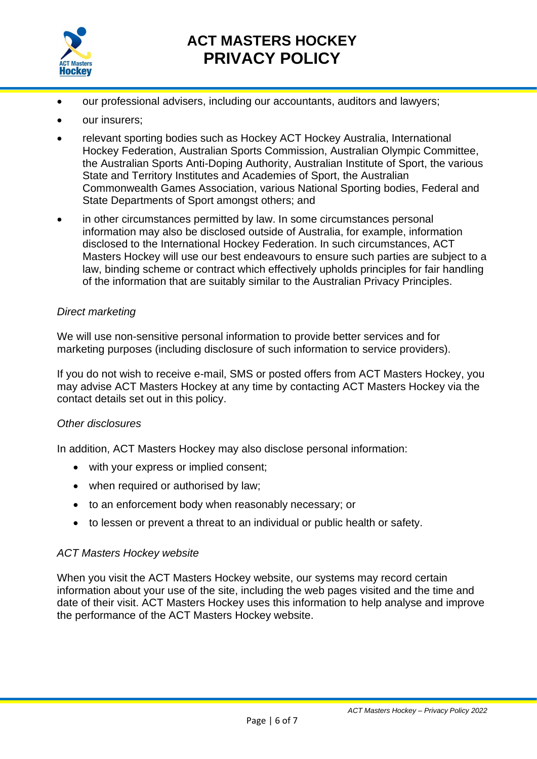- our professional advisers, including our accountants, auditors and lawyers;
- our insurers;
- relevant sporting bodies such as Hockey ACT Hockey Australia, International Hockey Federation, Australian Sports Commission, Australian Olympic Committee, the Australian Sports Anti-Doping Authority, Australian Institute of Sport, the various State and Territory Institutes and Academies of Sport, the Australian Commonwealth Games Association, various National Sporting bodies, Federal and State Departments of Sport amongst others; and
- in other circumstances permitted by law. In some circumstances personal information may also be disclosed outside of Australia, for example, information disclosed to the International Hockey Federation. In such circumstances, ACT Masters Hockey will use our best endeavours to ensure such parties are subject to a law, binding scheme or contract which effectively upholds principles for fair handling of the information that are suitably similar to the Australian Privacy Principles.

*Direct marketing*

We will use non-sensitive personal information to provide better services and for marketing purposes (including disclosure of such information to service providers).

If you do not wish to receive e-mail, SMS or posted offers from ACT Masters Hockey, you may advise ACT Masters Hockey at any time by contacting ACT Masters Hockey via the contact details set out in this policy.

*Other disclosures*

In addition, ACT Masters Hockey may also disclose personal information:

- with your express or implied consent;
- when required or authorised by law;
- to an enforcement body when reasonably necessary; or
- to lessen or prevent a threat to an individual or public health or safety.

*ACT Masters Hockey website*

When you visit the ACT Masters Hockey website, our systems may record certain information about your use of the site, including the web pages visited and the time and date of their visit. ACT Masters Hockey uses this information to help analyse and improve the performance of the ACT Masters Hockey website.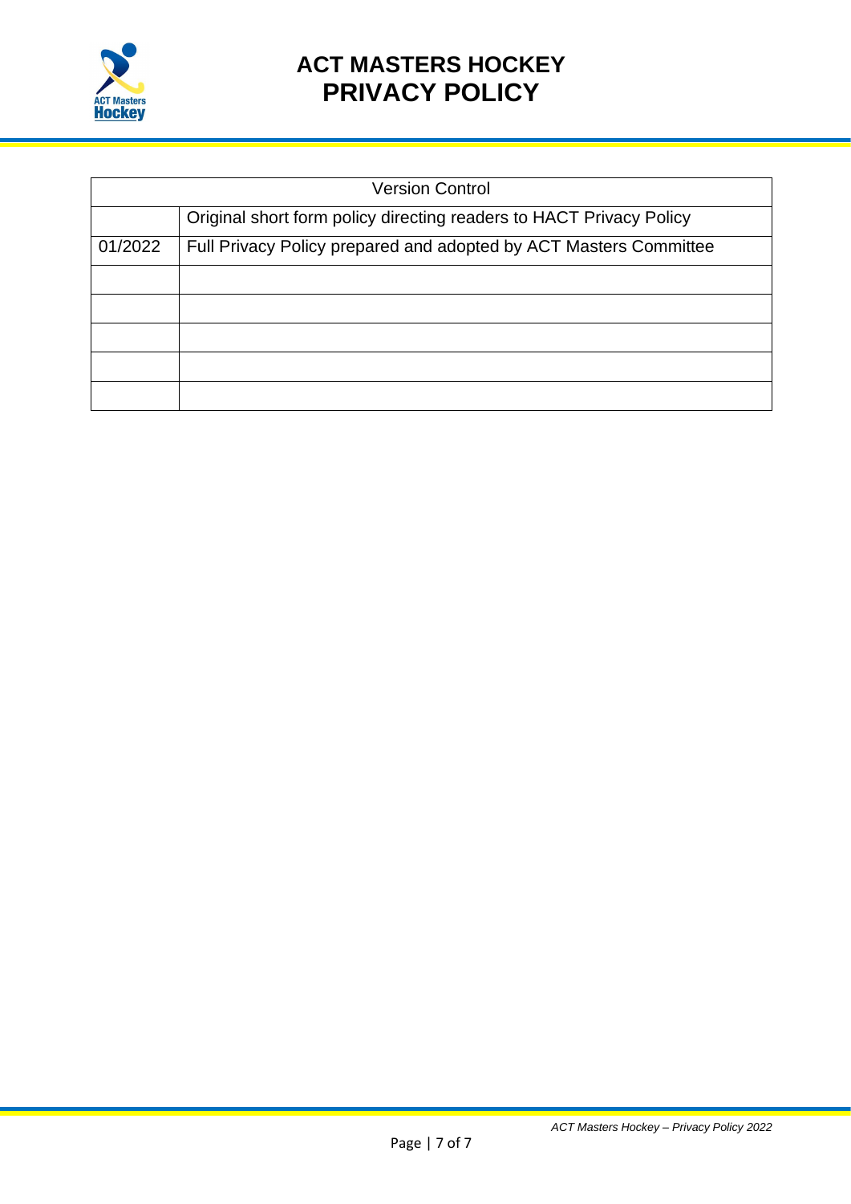| Version Control | |
|---|---|
| | Original short form policy directing readers to HACT Privacy Policy |
| 01/2022 | Full Privacy Policy prepared and adopted by ACT Masters Committee |
| | |
| | |
| | |
| | |
| | |